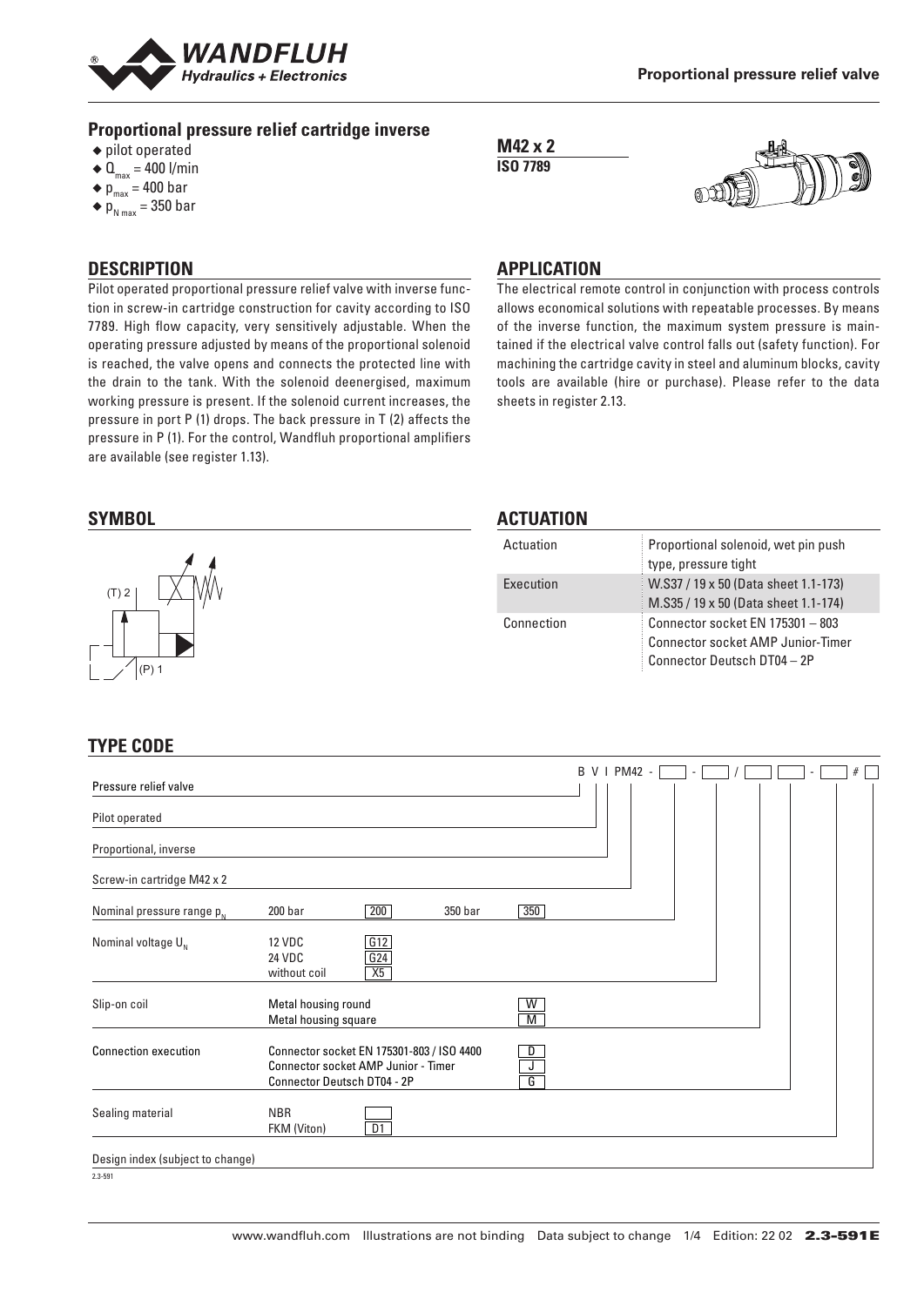# Proportional pressure relief valve

## Proportional pressure relief cartridge inverse

- pilot operated
- $Q_{max}$ = 400 l/min
- $p_{max}$ = 400 bar
- $p_{N\,max}$ = 350 bar

**M42 x 2**
**ISO 7789**

## DESCRIPTION

Pilot operated proportional pressure relief valve with inverse function in screw-in cartridge construction for cavity according to ISO 7789. High flow capacity, very sensitively adjustable. When the operating pressure adjusted by means of the proportional solenoid is reached, the valve opens and connects the protected line with the drain to the tank. With the solenoid deenergised, maximum working pressure is present. If the solenoid current increases, the pressure in port P (1) drops. The back pressure in T (2) affects the pressure in P (1). For the control, Wandfluh proportional amplifiers are available (see register 1.13).

## APPLICATION

The electrical remote control in conjunction with process controls allows economical solutions with repeatable processes. By means of the inverse function, the maximum system pressure is maintained if the electrical valve control falls out (safety function). For machining the cartridge cavity in steel and aluminum blocks, cavity tools are available (hire or purchase). Please refer to the data sheets in register 2.13.

## SYMBOL

(T) 2

(P) 1

## ACTUATION

| | |
|---|---|
| Actuation | Proportional solenoid, wet pin push type, pressure tight |
| Execution | W.S37 / 19 x 50 (Data sheet 1.1-173)<br>M.S35 / 19 x 50 (Data sheet 1.1-174) |
| Connection | Connector socket EN 175301 – 803<br>Connector socket AMP Junior-Timer<br>Connector Deutsch DT04 – 2P |

## TYPE CODE

B V I PM42 - [ ] - [ ] / [ ] [ ] - [ ] # [ ]

| | | | | |
|---|---|---|---|---|
| Pressure relief valve | | | | B |
| Pilot operated | | | | V |
| Proportional, inverse | | | | I |
| Screw-in cartridge M42 x 2 | | | | PM42 |
| Nominal pressure range $p_N$ | 200 bar | 200 | 350 bar | 350 |
| Nominal voltage $U_N$ | 12 VDC | G12 | | |
| | 24 VDC | G24 | | |
| | without coil | X5 | | |
| Slip-on coil | Metal housing round | | | W |
| | Metal housing square | | | M |
| Connection execution | Connector socket EN 175301-803 / ISO 4400 | | | D |
| | Connector socket AMP Junior - Timer | | | J |
| | Connector Deutsch DT04 - 2P | | | G |
| Sealing material | NBR | | | |
| | FKM (Viton) | D1 | | |
| Design index (subject to change) | | | | |

2.3-591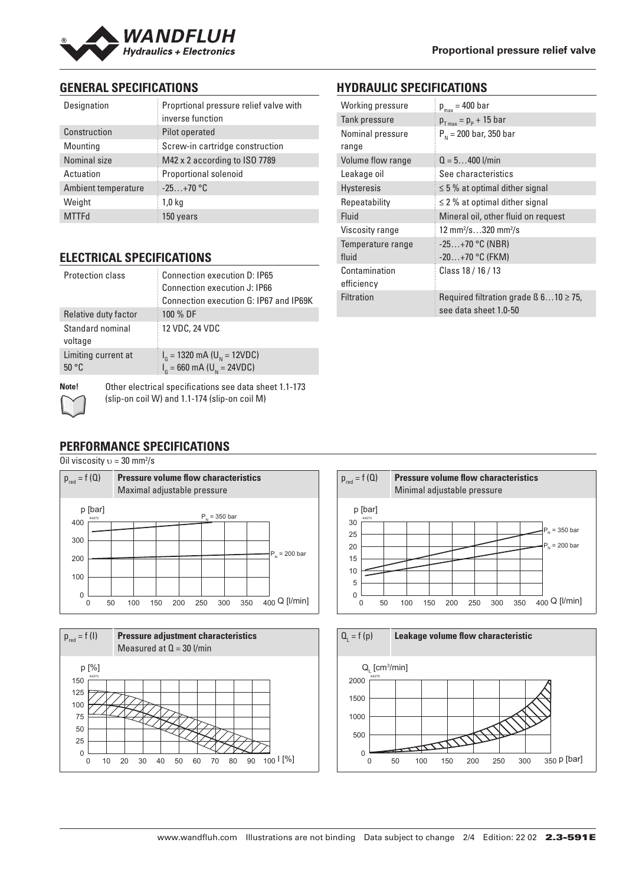## GENERAL SPECIFICATIONS

| | |
|---|---|
| Designation | Proprtional pressure relief valve with inverse function |
| Construction | Pilot operated |
| Mounting | Screw-in cartridge construction |
| Nominal size | M42 x 2 according to ISO 7789 |
| Actuation | Proportional solenoid |
| Ambient temperature | -25…+70 °C |
| Weight | 1,0 kg |
| MTTFd | 150 years |

## ELECTRICAL SPECIFICATIONS

| | |
|---|---|
| Protection class | Connection execution D: IP65<br>Connection execution J: IP66<br>Connection execution G: IP67 and IP69K |
| Relative duty factor | 100 % DF |
| Standard nominal voltage | 12 VDC, 24 VDC |
| Limiting current at 50 °C | $I_G$ = 1320 mA ($U_N$ = 12VDC)<br>$I_G$ = 660 mA ($U_N$ = 24VDC) |

**Note!** Other electrical specifications see data sheet 1.1-173 (slip-on coil W) and 1.1-174 (slip-on coil M)

## HYDRAULIC SPECIFICATIONS

| | |
|---|---|
| Working pressure | $p_{max}$ = 400 bar |
| Tank pressure | $p_{T\,max} = p_P$ + 15 bar |
| Nominal pressure range | $P_N$ = 200 bar, 350 bar |
| Volume flow range | Q = 5…400 l/min |
| Leakage oil | See characteristics |
| Hysteresis | ≤ 5 % at optimal dither signal |
| Repeatability | ≤ 2 % at optimal dither signal |
| Fluid | Mineral oil, other fluid on request |
| Viscosity range | 12 mm²/s…320 mm²/s |
| Temperature range fluid | -25…+70 °C (NBR)<br>-20…+70 °C (FKM) |
| Contamination efficiency | Class 18 / 16 / 13 |
| Filtration | Required filtration grade ß 6…10 ≥ 75, see data sheet 1.0-50 |

## PERFORMANCE SPECIFICATIONS

Oil viscosity $\upsilon$ = 30 mm²/s

$p_{red} = f(Q)$ **Pressure volume flow characteristics** Maximal adjustable pressure

$p_{red} = f(Q)$ **Pressure volume flow characteristics** Minimal adjustable pressure

$p_{red} = f(I)$ **Pressure adjustment characteristics** Measured at Q = 30 l/min

$Q_L = f(p)$ **Leakage volume flow characteristic**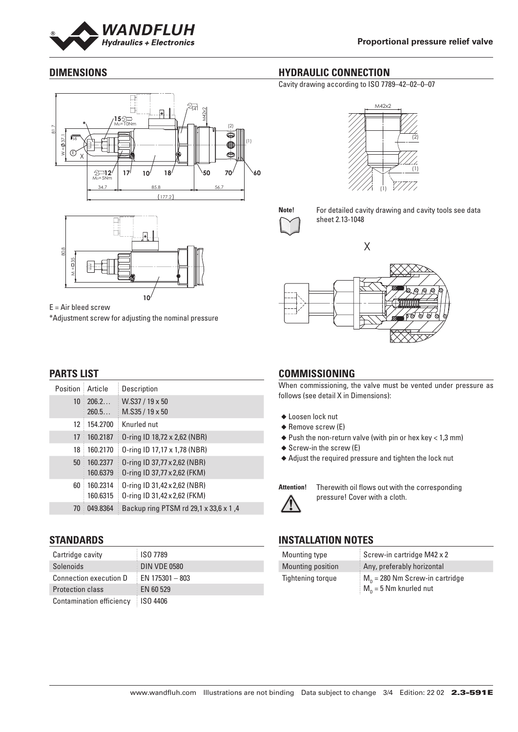## DIMENSIONS

E = Air bleed screw

*Adjustment screw for adjusting the nominal pressure

## HYDRAULIC CONNECTION

Cavity drawing according to ISO 7789–42–02–0–07

**Note!** For detailed cavity drawing and cavity tools see data sheet 2.13-1048

## PARTS LIST

| Position | Article | Description |
|---|---|---|
| 10 | 206.2…<br>260.5… | W.S37 / 19 x 50<br>M.S35 / 19 x 50 |
| 12 | 154.2700 | Knurled nut |
| 17 | 160.2187 | O-ring ID 18,72 x 2,62 (NBR) |
| 18 | 160.2170 | O-ring ID 17,17 x 1,78 (NBR) |
| 50 | 160.2377<br>160.6379 | O-ring ID 37,77 x 2,62 (NBR)<br>O-ring ID 37,77 x 2,62 (FKM) |
| 60 | 160.2314<br>160.6315 | O-ring ID 31,42 x 2,62 (NBR)<br>O-ring ID 31,42 x 2,62 (FKM) |
| 70 | 049.8364 | Backup ring PTSM rd 29,1 x 33,6 x 1 ,4 |

## COMMISSIONING

When commissioning, the valve must be vented under pressure as follows (see detail X in Dimensions):

- Loosen lock nut
- Remove screw (E)
- Push the non-return valve (with pin or hex key < 1,3 mm)
- Screw-in the screw (E)
- Adjust the required pressure and tighten the lock nut

**Attention!** Therewith oil flows out with the corresponding pressure! Cover with a cloth.

## STANDARDS

| Cartridge cavity | ISO 7789 |
|---|---|
| Solenoids | DIN VDE 0580 |
| Connection execution D | EN 175301 – 803 |
| Protection class | EN 60 529 |
| Contamination efficiency | ISO 4406 |

## INSTALLATION NOTES

| Mounting type | Screw-in cartridge M42 x 2 |
|---|---|
| Mounting position | Any, preferably horizontal |
| Tightening torque | $M_D$ = 280 Nm Screw-in cartridge<br>$M_D$ = 5 Nm knurled nut |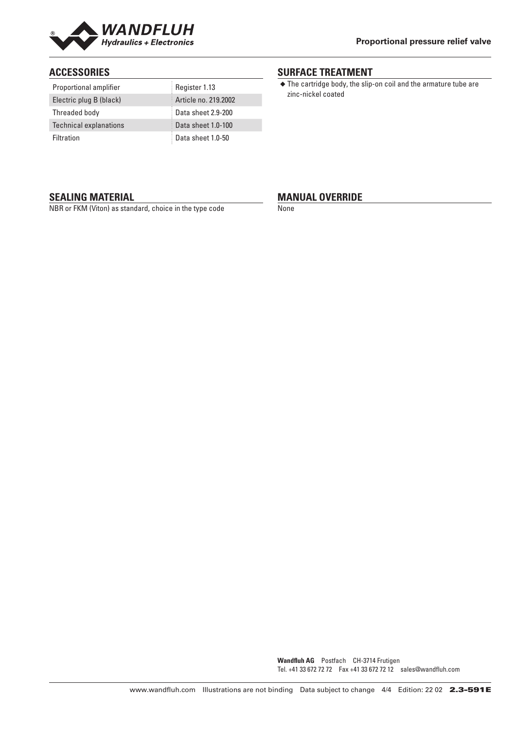## ACCESSORIES

| | |
|---|---|
| Proportional amplifier | Register 1.13 |
| Electric plug B (black) | Article no. 219.2002 |
| Threaded body | Data sheet 2.9-200 |
| Technical explanations | Data sheet 1.0-100 |
| Filtration | Data sheet 1.0-50 |

## SURFACE TREATMENT

- The cartridge body, the slip-on coil and the armature tube are zinc-nickel coated

## SEALING MATERIAL

NBR or FKM (Viton) as standard, choice in the type code

## MANUAL OVERRIDE

None

**Wandfluh AG** Postfach CH-3714 Frutigen
Tel. +41 33 672 72 72 Fax +41 33 672 72 12 sales@wandfluh.com